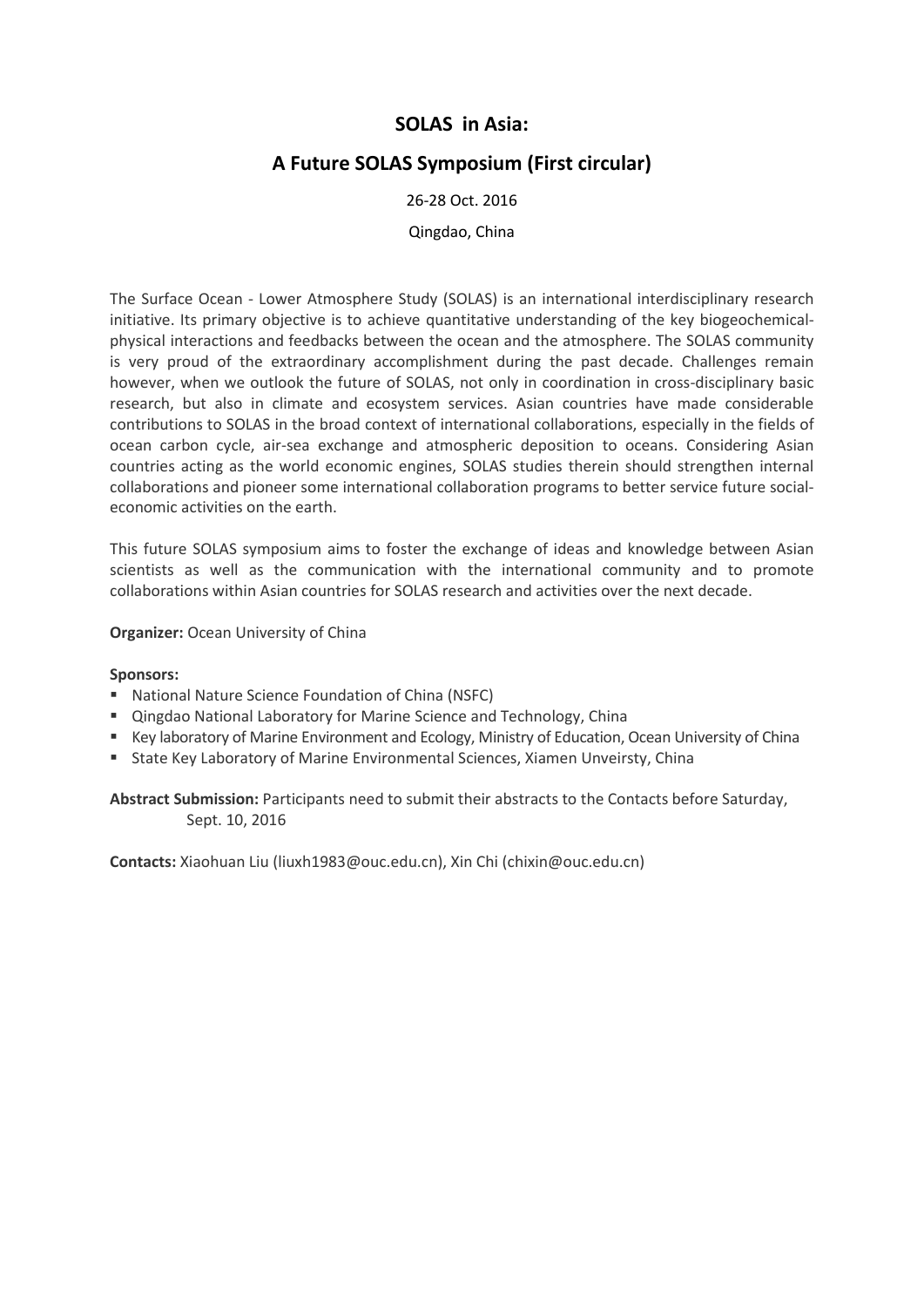# SOLAS in Asia:

## A Future SOLAS Symposium (First circular)

26-28 Oct. 2016

Qingdao, China

The Surface Ocean - Lower Atmosphere Study (SOLAS) is an international interdisciplinary research initiative. Its primary objective is to achieve quantitative understanding of the key biogeochemical-physical interactions and feedbacks between the ocean and the atmosphere. The SOLAS community is very proud of the extraordinary accomplishment during the past decade. Challenges remain however, when we outlook the future of SOLAS, not only in coordination in cross-disciplinary basic research, but also in climate and ecosystem services. Asian countries have made considerable contributions to SOLAS in the broad context of international collaborations, especially in the fields of ocean carbon cycle, air-sea exchange and atmospheric deposition to oceans. Considering Asian countries acting as the world economic engines, SOLAS studies therein should strengthen internal collaborations and pioneer some international collaboration programs to better service future social-economic activities on the earth.

This future SOLAS symposium aims to foster the exchange of ideas and knowledge between Asian scientists as well as the communication with the international community and to promote collaborations within Asian countries for SOLAS research and activities over the next decade.

**Organizer:** Ocean University of China

**Sponsors:**

- National Nature Science Foundation of China (NSFC)
- Qingdao National Laboratory for Marine Science and Technology, China
- Key laboratory of Marine Environment and Ecology, Ministry of Education, Ocean University of China
- State Key Laboratory of Marine Environmental Sciences, Xiamen Unveirsty, China

**Abstract Submission:** Participants need to submit their abstracts to the Contacts before Saturday, Sept. 10, 2016

**Contacts:** Xiaohuan Liu (liuxh1983@ouc.edu.cn), Xin Chi (chixin@ouc.edu.cn)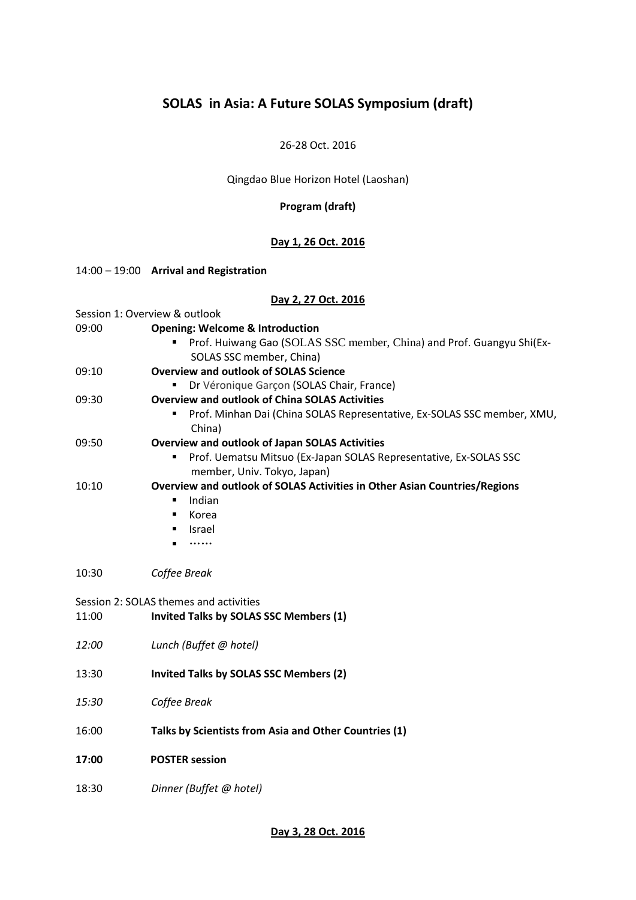# SOLAS in Asia: A Future SOLAS Symposium (draft)

26-28 Oct. 2016

Qingdao Blue Horizon Hotel (Laoshan)

**Program (draft)**

## Day 1, 26 Oct. 2016

14:00 – 19:00 **Arrival and Registration**

## Day 2, 27 Oct. 2016

Session 1: Overview & outlook

09:00 **Opening: Welcome & Introduction**

- Prof. Huiwang Gao (SOLAS SSC member, China) and Prof. Guangyu Shi(Ex-SOLAS SSC member, China)

09:10 **Overview and outlook of SOLAS Science**

- Dr Véronique Garçon (SOLAS Chair, France)

09:30 **Overview and outlook of China SOLAS Activities**

- Prof. Minhan Dai (China SOLAS Representative, Ex-SOLAS SSC member, XMU, China)

09:50 **Overview and outlook of Japan SOLAS Activities**

- Prof. Uematsu Mitsuo (Ex-Japan SOLAS Representative, Ex-SOLAS SSC member, Univ. Tokyo, Japan)

10:10 **Overview and outlook of SOLAS Activities in Other Asian Countries/Regions**

- Indian
- Korea
- Israel
- ……

10:30 *Coffee Break*

Session 2: SOLAS themes and activities

11:00 **Invited Talks by SOLAS SSC Members (1)**

*12:00* *Lunch (Buffet @ hotel)*

13:30 **Invited Talks by SOLAS SSC Members (2)**

*15:30* *Coffee Break*

16:00 **Talks by Scientists from Asia and Other Countries (1)**

**17:00** **POSTER session**

18:30 *Dinner (Buffet @ hotel)*

## Day 3, 28 Oct. 2016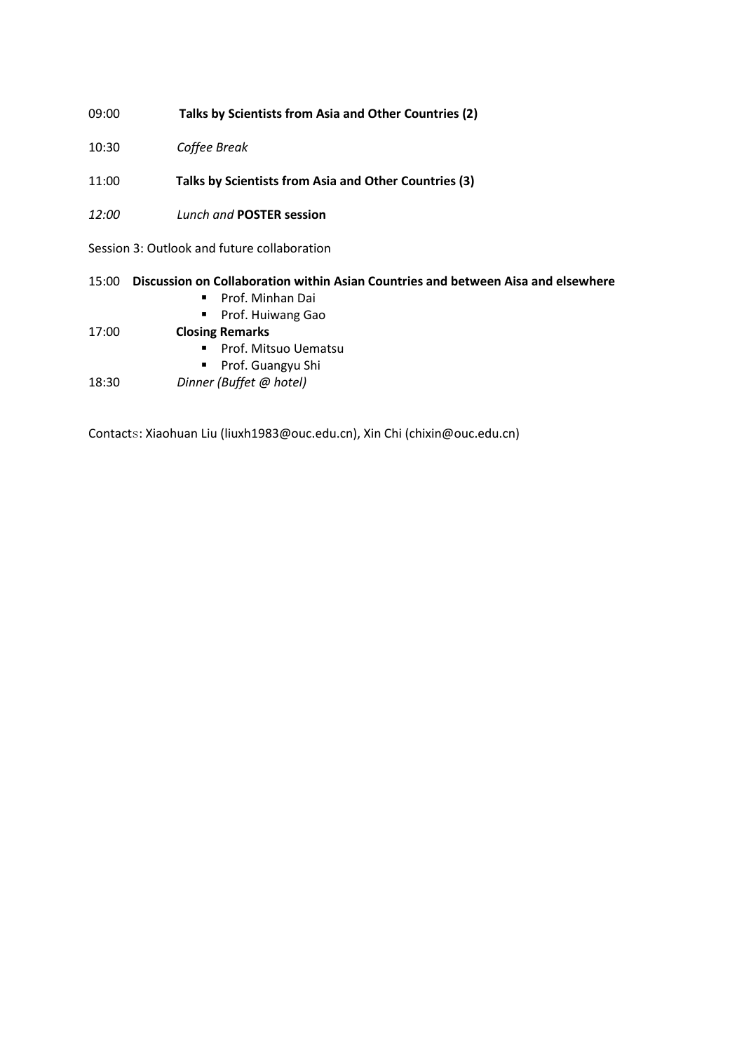09:00 **Talks by Scientists from Asia and Other Countries (2)**

10:30 *Coffee Break*

11:00 **Talks by Scientists from Asia and Other Countries (3)**

*12:00* *Lunch and* **POSTER session**

Session 3: Outlook and future collaboration

15:00 **Discussion on Collaboration within Asian Countries and between Aisa and elsewhere**

- Prof. Minhan Dai
- Prof. Huiwang Gao

17:00 **Closing Remarks**

- Prof. Mitsuo Uematsu
- Prof. Guangyu Shi

18:30 *Dinner (Buffet @ hotel)*

Contacts: Xiaohuan Liu (liuxh1983@ouc.edu.cn), Xin Chi (chixin@ouc.edu.cn)